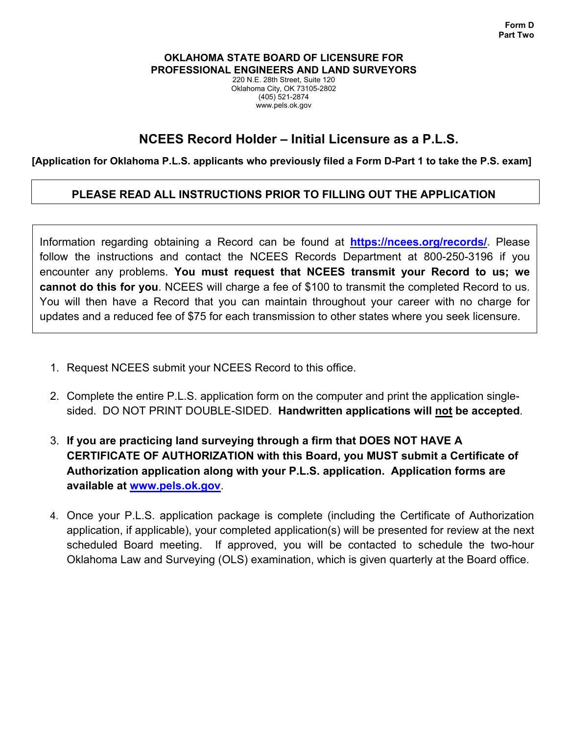**Form D**
**Part Two**

**OKLAHOMA STATE BOARD OF LICENSURE FOR PROFESSIONAL ENGINEERS AND LAND SURVEYORS**

220 N.E. 28th Street, Suite 120
Oklahoma City, OK 73105-2802
(405) 521-2874
www.pels.ok.gov

# NCEES Record Holder – Initial Licensure as a P.L.S.

**[Application for Oklahoma P.L.S. applicants who previously filed a Form D-Part 1 to take the P.S. exam]**

**PLEASE READ ALL INSTRUCTIONS PRIOR TO FILLING OUT THE APPLICATION**

Information regarding obtaining a Record can be found at **https://ncees.org/records/**. Please follow the instructions and contact the NCEES Records Department at 800-250-3196 if you encounter any problems. **You must request that NCEES transmit your Record to us; we cannot do this for you**. NCEES will charge a fee of $100 to transmit the completed Record to us. You will then have a Record that you can maintain throughout your career with no charge for updates and a reduced fee of $75 for each transmission to other states where you seek licensure.

1. Request NCEES submit your NCEES Record to this office.
2. Complete the entire P.L.S. application form on the computer and print the application single-sided. DO NOT PRINT DOUBLE-SIDED. **Handwritten applications will not be accepted**.
3. **If you are practicing land surveying through a firm that DOES NOT HAVE A CERTIFICATE OF AUTHORIZATION with this Board, you MUST submit a Certificate of Authorization application along with your P.L.S. application. Application forms are available at www.pels.ok.gov**.
4. Once your P.L.S. application package is complete (including the Certificate of Authorization application, if applicable), your completed application(s) will be presented for review at the next scheduled Board meeting. If approved, you will be contacted to schedule the two-hour Oklahoma Law and Surveying (OLS) examination, which is given quarterly at the Board office.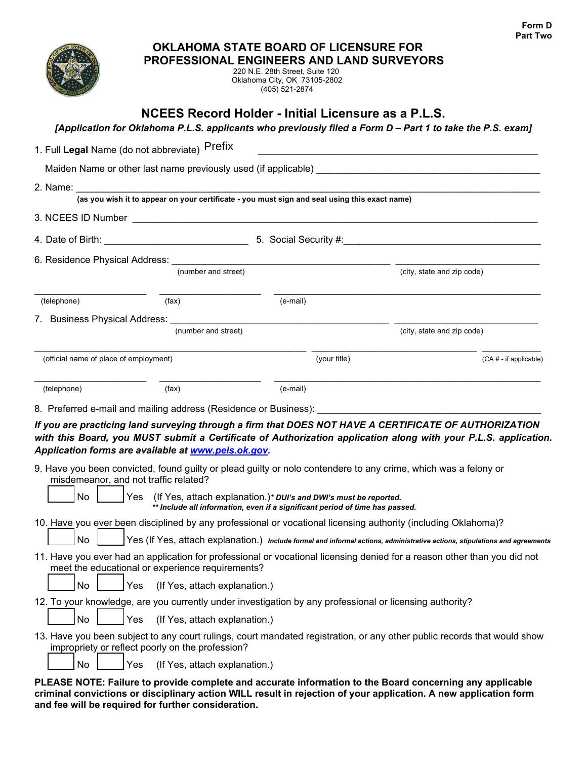Form D
Part Two

# OKLAHOMA STATE BOARD OF LICENSURE FOR PROFESSIONAL ENGINEERS AND LAND SURVEYORS

220 N.E. 28th Street, Suite 120
Oklahoma City, OK 73105-2802
(405) 521-2874

## NCEES Record Holder - Initial Licensure as a P.L.S.

***[Application for Oklahoma P.L.S. applicants who previously filed a Form D – Part 1 to take the P.S. exam]***

1. Full **Legal** Name (do not abbreviate) Prefix ______________________________

   Maiden Name or other last name previously used (if applicable) ______________________________

2. Name: ______________________________
   **(as you wish it to appear on your certificate - you must sign and seal using this exact name)**

3. NCEES ID Number ______________________________

4. Date of Birth: ____________________ 5. Social Security #: ____________________

6. Residence Physical Address: ______________________________ ______________________________
   (number and street) (city, state and zip code)

   ____________________ ____________________ ______________________________
   (telephone) (fax) (e-mail)

7. Business Physical Address: ______________________________ ______________________________
   (number and street) (city, state and zip code)

   ______________________________ ____________________ __________
   (official name of place of employment) (your title) (CA # - if applicable)

   ____________________ ____________________ ______________________________
   (telephone) (fax) (e-mail)

8. Preferred e-mail and mailing address (Residence or Business): ______________________________

***If you are practicing land surveying through a firm that DOES NOT HAVE A CERTIFICATE OF AUTHORIZATION with this Board, you MUST submit a Certificate of Authorization application along with your P.L.S. application. Application forms are available at [www.pels.ok.gov](http://www.pels.ok.gov).***

9. Have you been convicted, found guilty or plead guilty or nolo contendere to any crime, which was a felony or misdemeanor, and not traffic related?

   ☐ No ☐ Yes (If Yes, attach explanation.) ****DUI's and DWI's must be reported.***
   ***\*\* Include all information, even if a significant period of time has passed.***

10. Have you ever been disciplined by any professional or vocational licensing authority (including Oklahoma)?

    ☐ No ☐ Yes (If Yes, attach explanation.) ***Include formal and informal actions, administrative actions, stipulations and agreements***

11. Have you ever had an application for professional or vocational licensing denied for a reason other than you did not meet the educational or experience requirements?

    ☐ No ☐ Yes (If Yes, attach explanation.)

12. To your knowledge, are you currently under investigation by any professional or licensing authority?

    ☐ No ☐ Yes (If Yes, attach explanation.)

13. Have you been subject to any court rulings, court mandated registration, or any other public records that would show impropriety or reflect poorly on the profession?

    ☐ No ☐ Yes (If Yes, attach explanation.)

**PLEASE NOTE: Failure to provide complete and accurate information to the Board concerning any applicable criminal convictions or disciplinary action WILL result in rejection of your application. A new application form and fee will be required for further consideration.**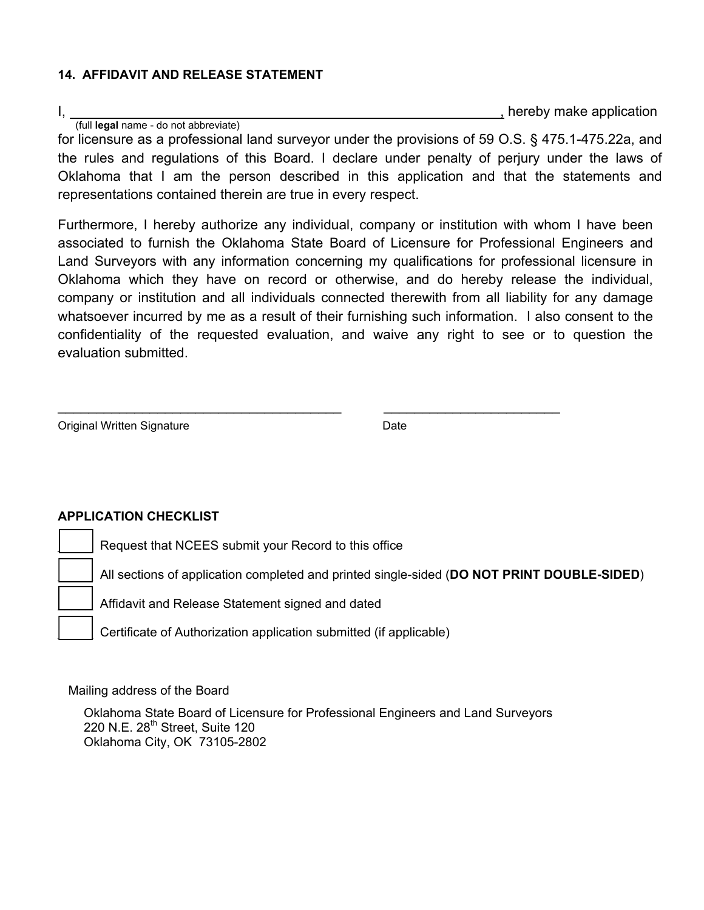### 14. AFFIDAVIT AND RELEASE STATEMENT

I, ____________________________________________________________, hereby make application
(full **legal** name - do not abbreviate)

for licensure as a professional land surveyor under the provisions of 59 O.S. § 475.1-475.22a, and the rules and regulations of this Board. I declare under penalty of perjury under the laws of Oklahoma that I am the person described in this application and that the statements and representations contained therein are true in every respect.

Furthermore, I hereby authorize any individual, company or institution with whom I have been associated to furnish the Oklahoma State Board of Licensure for Professional Engineers and Land Surveyors with any information concerning my qualifications for professional licensure in Oklahoma which they have on record or otherwise, and do hereby release the individual, company or institution and all individuals connected therewith from all liability for any damage whatsoever incurred by me as a result of their furnishing such information. I also consent to the confidentiality of the requested evaluation, and waive any right to see or to question the evaluation submitted.

_________________________________________ __________________________

Original Written Signature Date

### APPLICATION CHECKLIST

- ☐ Request that NCEES submit your Record to this office
- ☐ All sections of application completed and printed single-sided (**DO NOT PRINT DOUBLE-SIDED**)
- ☐ Affidavit and Release Statement signed and dated
- ☐ Certificate of Authorization application submitted (if applicable)

Mailing address of the Board

Oklahoma State Board of Licensure for Professional Engineers and Land Surveyors
220 N.E. 28th Street, Suite 120
Oklahoma City, OK 73105-2802